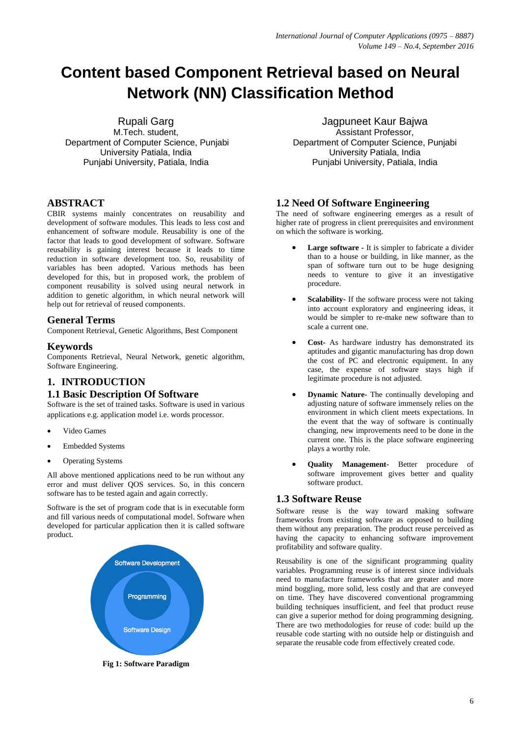# Content based Component Retrieval based on Neural Network (NN) Classification Method

Rupali Garg
M.Tech. student,
Department of Computer Science, Punjabi University Patiala, India
Punjabi University, Patiala, India

Jagpuneet Kaur Bajwa
Assistant Professor,
Department of Computer Science, Punjabi University Patiala, India
Punjabi University, Patiala, India

## ABSTRACT

CBIR systems mainly concentrates on reusability and development of software modules. This leads to less cost and enhancement of software module. Reusability is one of the factor that leads to good development of software. Software reusability is gaining interest because it leads to time reduction in software development too. So, reusability of variables has been adopted. Various methods has been developed for this, but in proposed work, the problem of component reusability is solved using neural network in addition to genetic algorithm, in which neural network will help out for retrieval of reused components.

## General Terms

Component Retrieval, Genetic Algorithms, Best Component

## Keywords

Components Retrieval, Neural Network, genetic algorithm, Software Engineering.

## 1. INTRODUCTION

### 1.1 Basic Description Of Software

Software is the set of trained tasks. Software is used in various applications e.g. application model i.e. words processor.

- Video Games
- Embedded Systems
- Operating Systems

All above mentioned applications need to be run without any error and must deliver QOS services. So, in this concern software has to be tested again and again correctly.

Software is the set of program code that is in executable form and fill various needs of computational model. Software when developed for particular application then it is called software product.

Software Development

Programming

Software Design

**Fig 1: Software Paradigm**

### 1.2 Need Of Software Engineering

The need of software engineering emerges as a result of higher rate of progress in client prerequisites and environment on which the software is working.

- **Large software -** It is simpler to fabricate a divider than to a house or building, in like manner, as the span of software turn out to be huge designing needs to venture to give it an investigative procedure.
- **Scalability-** If the software process were not taking into account exploratory and engineering ideas, it would be simpler to re-make new software than to scale a current one.
- **Cost-** As hardware industry has demonstrated its aptitudes and gigantic manufacturing has drop down the cost of PC and electronic equipment. In any case, the expense of software stays high if legitimate procedure is not adjusted.
- **Dynamic Nature-** The continually developing and adjusting nature of software immensely relies on the environment in which client meets expectations. In the event that the way of software is continually changing, new improvements need to be done in the current one. This is the place software engineering plays a worthy role.
- **Quality Management-** Better procedure of software improvement gives better and quality software product.

### 1.3 Software Reuse

Software reuse is the way toward making software frameworks from existing software as opposed to building them without any preparation. The product reuse perceived as having the capacity to enhancing software improvement profitability and software quality.

Reusability is one of the significant programming quality variables. Programming reuse is of interest since individuals need to manufacture frameworks that are greater and more mind boggling, more solid, less costly and that are conveyed on time. They have discovered conventional programming building techniques insufficient, and feel that product reuse can give a superior method for doing programming designing. There are two methodologies for reuse of code: build up the reusable code starting with no outside help or distinguish and separate the reusable code from effectively created code.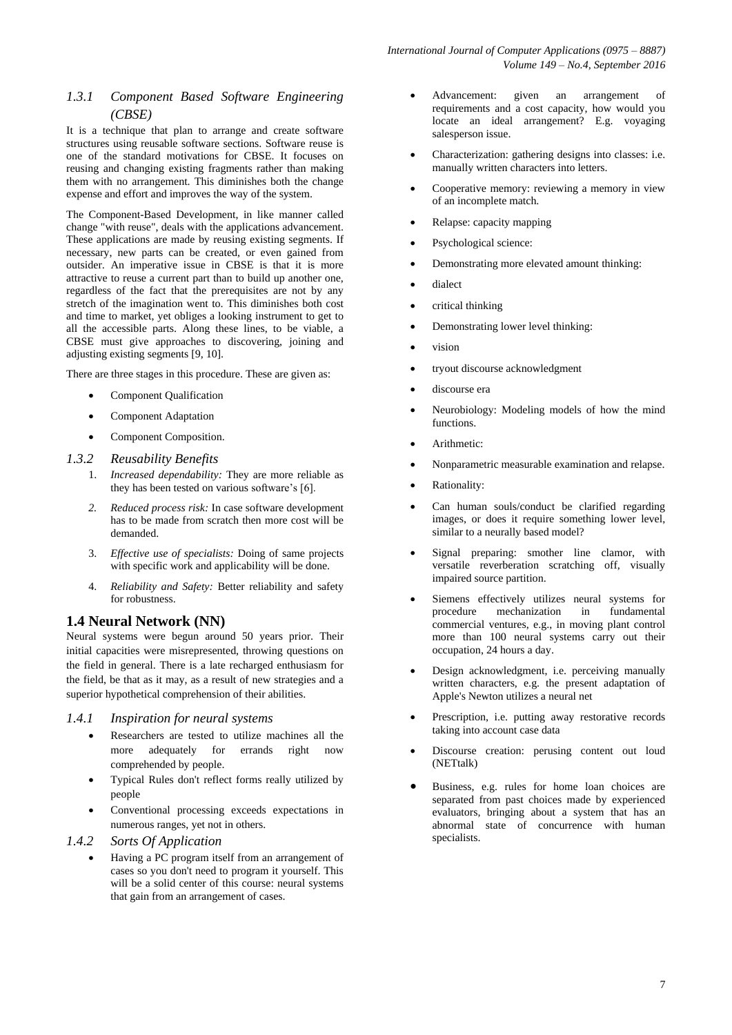### 1.3.1 Component Based Software Engineering (CBSE)

It is a technique that plan to arrange and create software structures using reusable software sections. Software reuse is one of the standard motivations for CBSE. It focuses on reusing and changing existing fragments rather than making them with no arrangement. This diminishes both the change expense and effort and improves the way of the system.

The Component-Based Development, in like manner called change "with reuse", deals with the applications advancement. These applications are made by reusing existing segments. If necessary, new parts can be created, or even gained from outsider. An imperative issue in CBSE is that it is more attractive to reuse a current part than to build up another one, regardless of the fact that the prerequisites are not by any stretch of the imagination went to. This diminishes both cost and time to market, yet obliges a looking instrument to get to all the accessible parts. Along these lines, to be viable, a CBSE must give approaches to discovering, joining and adjusting existing segments [9, 10].

There are three stages in this procedure. These are given as:

- Component Qualification
- Component Adaptation
- Component Composition.

### 1.3.2 Reusability Benefits

1. *Increased dependability:* They are more reliable as they has been tested on various software's [6].
2. *Reduced process risk:* In case software development has to be made from scratch then more cost will be demanded.
3. *Effective use of specialists:* Doing of same projects with specific work and applicability will be done.
4. *Reliability and Safety:* Better reliability and safety for robustness.

## 1.4 Neural Network (NN)

Neural systems were begun around 50 years prior. Their initial capacities were misrepresented, throwing questions on the field in general. There is a late recharged enthusiasm for the field, be that as it may, as a result of new strategies and a superior hypothetical comprehension of their abilities.

### 1.4.1 Inspiration for neural systems

- Researchers are tested to utilize machines all the more adequately for errands right now comprehended by people.
- Typical Rules don't reflect forms really utilized by people
- Conventional processing exceeds expectations in numerous ranges, yet not in others.

### 1.4.2 Sorts Of Application

- Having a PC program itself from an arrangement of cases so you don't need to program it yourself. This will be a solid center of this course: neural systems that gain from an arrangement of cases.
- Advancement: given an arrangement of requirements and a cost capacity, how would you locate an ideal arrangement? E.g. voyaging salesperson issue.
- Characterization: gathering designs into classes: i.e. manually written characters into letters.
- Cooperative memory: reviewing a memory in view of an incomplete match.
- Relapse: capacity mapping
- Psychological science:
- Demonstrating more elevated amount thinking:
- dialect
- critical thinking
- Demonstrating lower level thinking:
- vision
- tryout discourse acknowledgment
- discourse era
- Neurobiology: Modeling models of how the mind functions.
- Arithmetic:
- Nonparametric measurable examination and relapse.
- Rationality:
- Can human souls/conduct be clarified regarding images, or does it require something lower level, similar to a neurally based model?
- Signal preparing: smother line clamor, with versatile reverberation scratching off, visually impaired source partition.
- Siemens effectively utilizes neural systems for procedure mechanization in fundamental commercial ventures, e.g., in moving plant control more than 100 neural systems carry out their occupation, 24 hours a day.
- Design acknowledgment, i.e. perceiving manually written characters, e.g. the present adaptation of Apple's Newton utilizes a neural net
- Prescription, i.e. putting away restorative records taking into account case data
- Discourse creation: perusing content out loud (NETtalk)
- Business, e.g. rules for home loan choices are separated from past choices made by experienced evaluators, bringing about a system that has an abnormal state of concurrence with human specialists.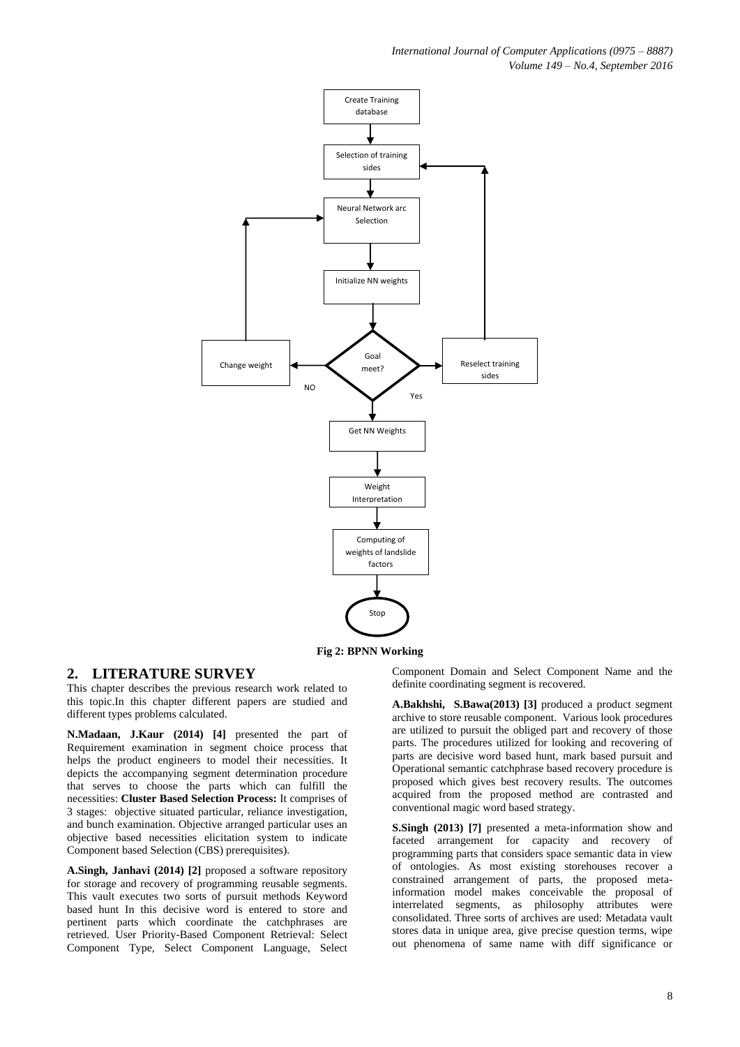Fig 2: BPNN Working

## 2. LITERATURE SURVEY

This chapter describes the previous research work related to this topic.In this chapter different papers are studied and different types problems calculated.

**N.Madaan, J.Kaur (2014) [4]** presented the part of Requirement examination in segment choice process that helps the product engineers to model their necessities. It depicts the accompanying segment determination procedure that serves to choose the parts which can fulfill the necessities: **Cluster Based Selection Process:** It comprises of 3 stages: objective situated particular, reliance investigation, and bunch examination. Objective arranged particular uses an objective based necessities elicitation system to indicate Component based Selection (CBS) prerequisites).

**A.Singh, Janhavi (2014) [2]** proposed a software repository for storage and recovery of programming reusable segments. This vault executes two sorts of pursuit methods Keyword based hunt In this decisive word is entered to store and pertinent parts which coordinate the catchphrases are retrieved. User Priority-Based Component Retrieval: Select Component Type, Select Component Language, Select Component Domain and Select Component Name and the definite coordinating segment is recovered.

**A.Bakhshi, S.Bawa(2013) [3]** produced a product segment archive to store reusable component. Various look procedures are utilized to pursuit the obliged part and recovery of those parts. The procedures utilized for looking and recovering of parts are decisive word based hunt, mark based pursuit and Operational semantic catchphrase based recovery procedure is proposed which gives best recovery results. The outcomes acquired from the proposed method are contrasted and conventional magic word based strategy.

**S.Singh (2013) [7]** presented a meta-information show and faceted arrangement for capacity and recovery of programming parts that considers space semantic data in view of ontologies. As most existing storehouses recover a constrained arrangement of parts, the proposed meta-information model makes conceivable the proposal of interrelated segments, as philosophy attributes were consolidated. Three sorts of archives are used: Metadata vault stores data in unique area, give precise question terms, wipe out phenomena of same name with diff significance or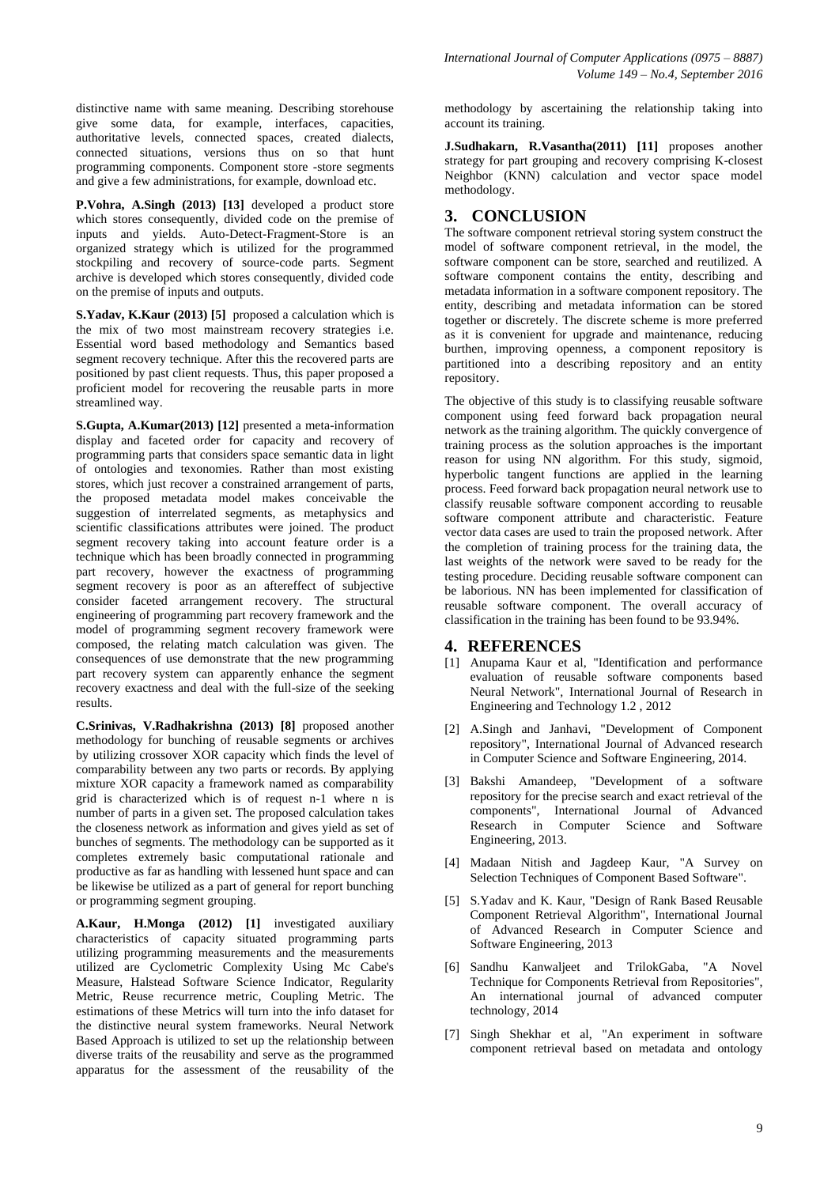distinctive name with same meaning. Describing storehouse give some data, for example, interfaces, capacities, authoritative levels, connected spaces, created dialects, connected situations, versions thus on so that hunt programming components. Component store -store segments and give a few administrations, for example, download etc.

**P.Vohra, A.Singh (2013) [13]** developed a product store which stores consequently, divided code on the premise of inputs and yields. Auto-Detect-Fragment-Store is an organized strategy which is utilized for the programmed stockpiling and recovery of source-code parts. Segment archive is developed which stores consequently, divided code on the premise of inputs and outputs.

**S.Yadav, K.Kaur (2013) [5]** proposed a calculation which is the mix of two most mainstream recovery strategies i.e. Essential word based methodology and Semantics based segment recovery technique. After this the recovered parts are positioned by past client requests. Thus, this paper proposed a proficient model for recovering the reusable parts in more streamlined way.

**S.Gupta, A.Kumar(2013) [12]** presented a meta-information display and faceted order for capacity and recovery of programming parts that considers space semantic data in light of ontologies and texonomies. Rather than most existing stores, which just recover a constrained arrangement of parts, the proposed metadata model makes conceivable the suggestion of interrelated segments, as metaphysics and scientific classifications attributes were joined. The product segment recovery taking into account feature order is a technique which has been broadly connected in programming part recovery, however the exactness of programming segment recovery is poor as an aftereffect of subjective consider faceted arrangement recovery. The structural engineering of programming part recovery framework and the model of programming segment recovery framework were composed, the relating match calculation was given. The consequences of use demonstrate that the new programming part recovery system can apparently enhance the segment recovery exactness and deal with the full-size of the seeking results.

**C.Srinivas, V.Radhakrishna (2013) [8]** proposed another methodology for bunching of reusable segments or archives by utilizing crossover XOR capacity which finds the level of comparability between any two parts or records. By applying mixture XOR capacity a framework named as comparability grid is characterized which is of request n-1 where n is number of parts in a given set. The proposed calculation takes the closeness network as information and gives yield as set of bunches of segments. The methodology can be supported as it completes extremely basic computational rationale and productive as far as handling with lessened hunt space and can be likewise be utilized as a part of general for report bunching or programming segment grouping.

**A.Kaur, H.Monga (2012) [1]** investigated auxiliary characteristics of capacity situated programming parts utilizing programming measurements and the measurements utilized are Cyclometric Complexity Using Mc Cabe's Measure, Halstead Software Science Indicator, Regularity Metric, Reuse recurrence metric, Coupling Metric. The estimations of these Metrics will turn into the info dataset for the distinctive neural system frameworks. Neural Network Based Approach is utilized to set up the relationship between diverse traits of the reusability and serve as the programmed apparatus for the assessment of the reusability of the methodology by ascertaining the relationship taking into account its training.

**J.Sudhakarn, R.Vasantha(2011) [11]** proposes another strategy for part grouping and recovery comprising K-closest Neighbor (KNN) calculation and vector space model methodology.

## 3. CONCLUSION

The software component retrieval storing system construct the model of software component retrieval, in the model, the software component can be store, searched and reutilized. A software component contains the entity, describing and metadata information in a software component repository. The entity, describing and metadata information can be stored together or discretely. The discrete scheme is more preferred as it is convenient for upgrade and maintenance, reducing burthen, improving openness, a component repository is partitioned into a describing repository and an entity repository.

The objective of this study is to classifying reusable software component using feed forward back propagation neural network as the training algorithm. The quickly convergence of training process as the solution approaches is the important reason for using NN algorithm. For this study, sigmoid, hyperbolic tangent functions are applied in the learning process. Feed forward back propagation neural network use to classify reusable software component according to reusable software component attribute and characteristic. Feature vector data cases are used to train the proposed network. After the completion of training process for the training data, the last weights of the network were saved to be ready for the testing procedure. Deciding reusable software component can be laborious. NN has been implemented for classification of reusable software component. The overall accuracy of classification in the training has been found to be 93.94%.

## 4. REFERENCES

[1] Anupama Kaur et al, "Identification and performance evaluation of reusable software components based Neural Network", International Journal of Research in Engineering and Technology 1.2 , 2012

[2] A.Singh and Janhavi, "Development of Component repository", International Journal of Advanced research in Computer Science and Software Engineering, 2014.

[3] Bakshi Amandeep, "Development of a software repository for the precise search and exact retrieval of the components", International Journal of Advanced Research in Computer Science and Software Engineering, 2013.

[4] Madaan Nitish and Jagdeep Kaur, "A Survey on Selection Techniques of Component Based Software".

[5] S.Yadav and K. Kaur, "Design of Rank Based Reusable Component Retrieval Algorithm", International Journal of Advanced Research in Computer Science and Software Engineering, 2013

[6] Sandhu Kanwaljeet and TrilokGaba, "A Novel Technique for Components Retrieval from Repositories", An international journal of advanced computer technology, 2014

[7] Singh Shekhar et al, "An experiment in software component retrieval based on metadata and ontology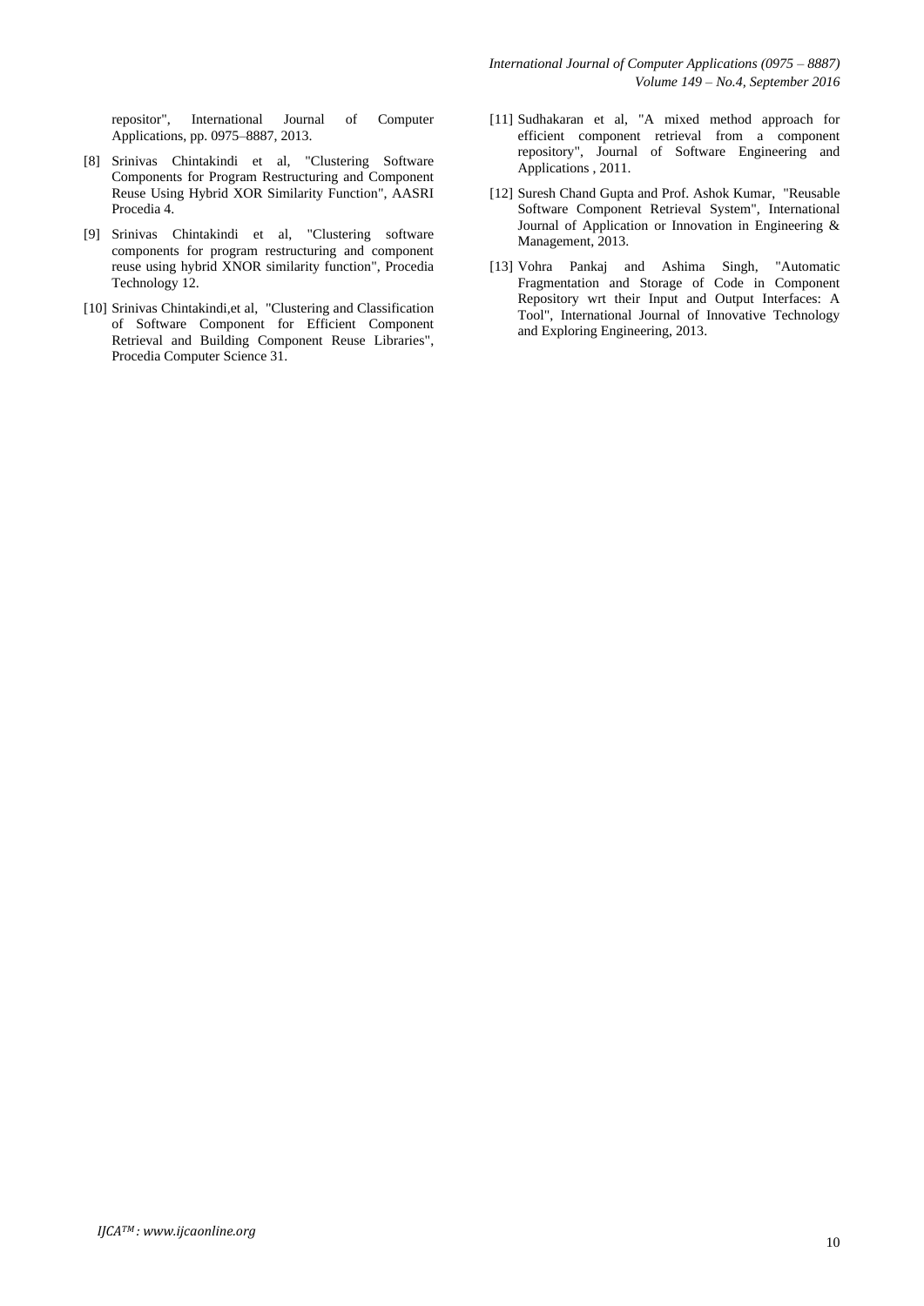repositor", International Journal of Computer Applications, pp. 0975–8887, 2013.

[8] Srinivas Chintakindi et al, "Clustering Software Components for Program Restructuring and Component Reuse Using Hybrid XOR Similarity Function", AASRI Procedia 4.

[9] Srinivas Chintakindi et al, "Clustering software components for program restructuring and component reuse using hybrid XNOR similarity function", Procedia Technology 12.

[10] Srinivas Chintakindi,et al, "Clustering and Classification of Software Component for Efficient Component Retrieval and Building Component Reuse Libraries", Procedia Computer Science 31.

[11] Sudhakaran et al, "A mixed method approach for efficient component retrieval from a component repository", Journal of Software Engineering and Applications , 2011.

[12] Suresh Chand Gupta and Prof. Ashok Kumar, "Reusable Software Component Retrieval System", International Journal of Application or Innovation in Engineering & Management, 2013.

[13] Vohra Pankaj and Ashima Singh, "Automatic Fragmentation and Storage of Code in Component Repository wrt their Input and Output Interfaces: A Tool", International Journal of Innovative Technology and Exploring Engineering, 2013.